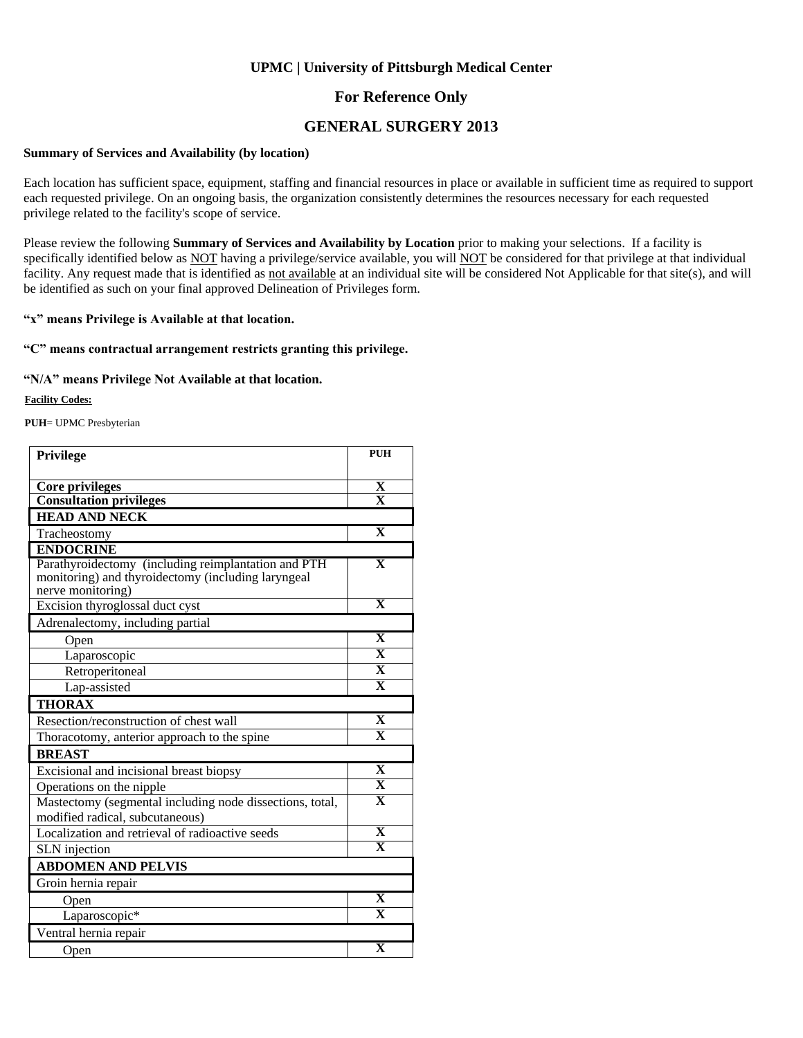**UPMC | University of Pittsburgh Medical Center**

## For Reference Only

## GENERAL SURGERY 2013

**Summary of Services and Availability (by location)**

Each location has sufficient space, equipment, staffing and financial resources in place or available in sufficient time as required to support each requested privilege. On an ongoing basis, the organization consistently determines the resources necessary for each requested privilege related to the facility's scope of service.

Please review the following **Summary of Services and Availability by Location** prior to making your selections. If a facility is specifically identified below as NOT having a privilege/service available, you will NOT be considered for that privilege at that individual facility. Any request made that is identified as not available at an individual site will be considered Not Applicable for that site(s), and will be identified as such on your final approved Delineation of Privileges form.

**"x" means Privilege is Available at that location.**

**"C" means contractual arrangement restricts granting this privilege.**

**"N/A" means Privilege Not Available at that location.**

**Facility Codes:**

**PUH**= UPMC Presbyterian

| Privilege | PUH |
|---|---|
| **Core privileges** | X |
| **Consultation privileges** | X |
| **HEAD AND NECK** | |
| Tracheostomy | X |
| **ENDOCRINE** | |
| Parathyroidectomy (including reimplantation and PTH monitoring) and thyroidectomy (including laryngeal nerve monitoring) | X |
| Excision thyroglossal duct cyst | X |
| Adrenalectomy, including partial | |
| Open | X |
| Laparoscopic | X |
| Retroperitoneal | X |
| Lap-assisted | X |
| **THORAX** | |
| Resection/reconstruction of chest wall | X |
| Thoracotomy, anterior approach to the spine | X |
| **BREAST** | |
| Excisional and incisional breast biopsy | X |
| Operations on the nipple | X |
| Mastectomy (segmental including node dissections, total, modified radical, subcutaneous) | X |
| Localization and retrieval of radioactive seeds | X |
| SLN injection | X |
| **ABDOMEN AND PELVIS** | |
| Groin hernia repair | |
| Open | X |
| Laparoscopic* | X |
| Ventral hernia repair | |
| Open | X |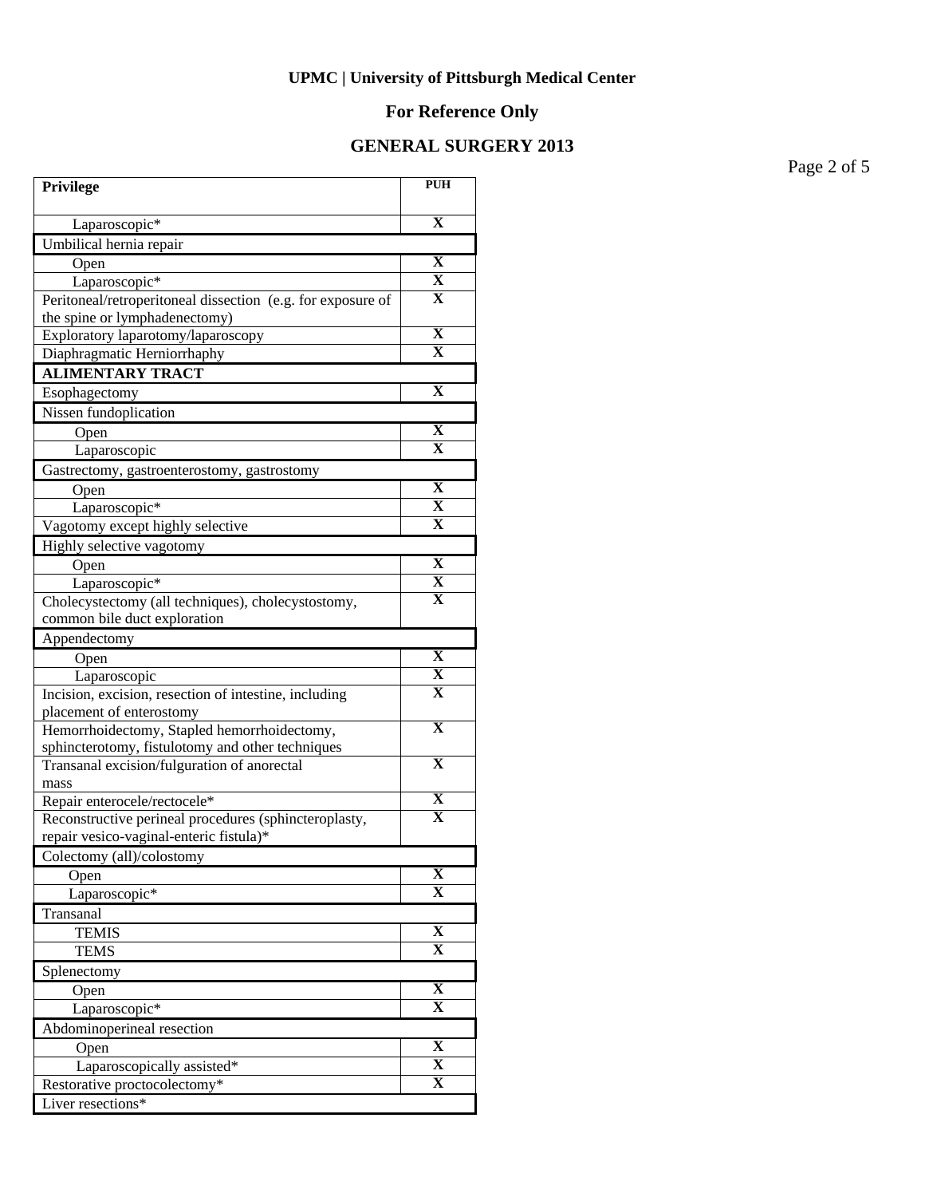**UPMC | University of Pittsburgh Medical Center**

**For Reference Only**

**GENERAL SURGERY 2013**

| Privilege | PUH |
|---|---|
| Laparoscopic* | X |
| Umbilical hernia repair | |
| Open | X |
| Laparoscopic* | X |
| Peritoneal/retroperitoneal dissection (e.g. for exposure of the spine or lymphadenectomy) | X |
| Exploratory laparotomy/laparoscopy | X |
| Diaphragmatic Herniorrhaphy | X |
| **ALIMENTARY TRACT** | |
| Esophagectomy | X |
| Nissen fundoplication | |
| Open | X |
| Laparoscopic | X |
| Gastrectomy, gastroenterostomy, gastrostomy | |
| Open | X |
| Laparoscopic* | X |
| Vagotomy except highly selective | X |
| Highly selective vagotomy | |
| Open | X |
| Laparoscopic* | X |
| Cholecystectomy (all techniques), cholecystostomy, common bile duct exploration | X |
| Appendectomy | |
| Open | X |
| Laparoscopic | X |
| Incision, excision, resection of intestine, including placement of enterostomy | X |
| Hemorrhoidectomy, Stapled hemorrhoidectomy, sphincterotomy, fistulotomy and other techniques | X |
| Transanal excision/fulguration of anorectal mass | X |
| Repair enterocele/rectocele* | X |
| Reconstructive perineal procedures (sphincteroplasty, repair vesico-vaginal-enteric fistula)* | X |
| Colectomy (all)/colostomy | |
| Open | X |
| Laparoscopic* | X |
| Transanal | |
| TEMIS | X |
| TEMS | X |
| Splenectomy | |
| Open | X |
| Laparoscopic* | X |
| Abdominoperineal resection | |
| Open | X |
| Laparoscopically assisted* | X |
| Restorative proctocolectomy* | X |
| Liver resections* | |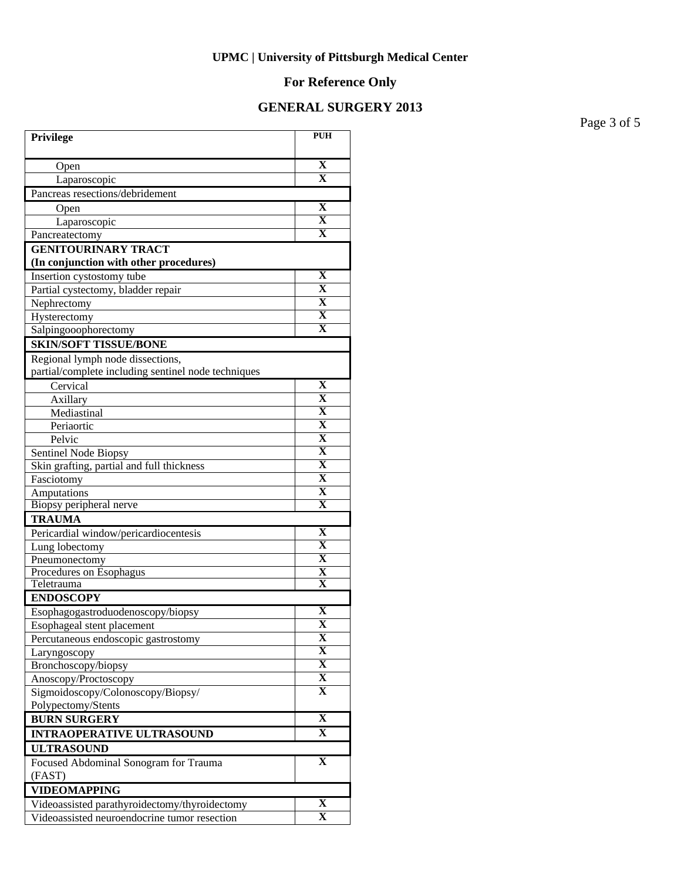**UPMC | University of Pittsburgh Medical Center**

**For Reference Only**

**GENERAL SURGERY 2013**

| Privilege | PUH |
|---|---|
| Open | X |
| Laparoscopic | X |
| Pancreas resections/debridement | |
| Open | X |
| Laparoscopic | X |
| Pancreatectomy | X |
| **GENITOURINARY TRACT (In conjunction with other procedures)** | |
| Insertion cystostomy tube | X |
| Partial cystectomy, bladder repair | X |
| Nephrectomy | X |
| Hysterectomy | X |
| Salpingooophorectomy | X |
| **SKIN/SOFT TISSUE/BONE** | |
| Regional lymph node dissections, partial/complete including sentinel node techniques | |
| Cervical | X |
| Axillary | X |
| Mediastinal | X |
| Periaortic | X |
| Pelvic | X |
| Sentinel Node Biopsy | X |
| Skin grafting, partial and full thickness | X |
| Fasciotomy | X |
| Amputations | X |
| Biopsy peripheral nerve | X |
| **TRAUMA** | |
| Pericardial window/pericardiocentesis | X |
| Lung lobectomy | X |
| Pneumonectomy | X |
| Procedures on Esophagus | X |
| Teletrauma | X |
| **ENDOSCOPY** | |
| Esophagogastroduodenoscopy/biopsy | X |
| Esophageal stent placement | X |
| Percutaneous endoscopic gastrostomy | X |
| Laryngoscopy | X |
| Bronchoscopy/biopsy | X |
| Anoscopy/Proctoscopy | X |
| Sigmoidoscopy/Colonoscopy/Biopsy/ Polypectomy/Stents | X |
| **BURN SURGERY** | X |
| **INTRAOPERATIVE ULTRASOUND** | X |
| **ULTRASOUND** | |
| Focused Abdominal Sonogram for Trauma (FAST) | X |
| **VIDEOMAPPING** | |
| Videoassisted parathyroidectomy/thyroidectomy | X |
| Videoassisted neuroendocrine tumor resection | X |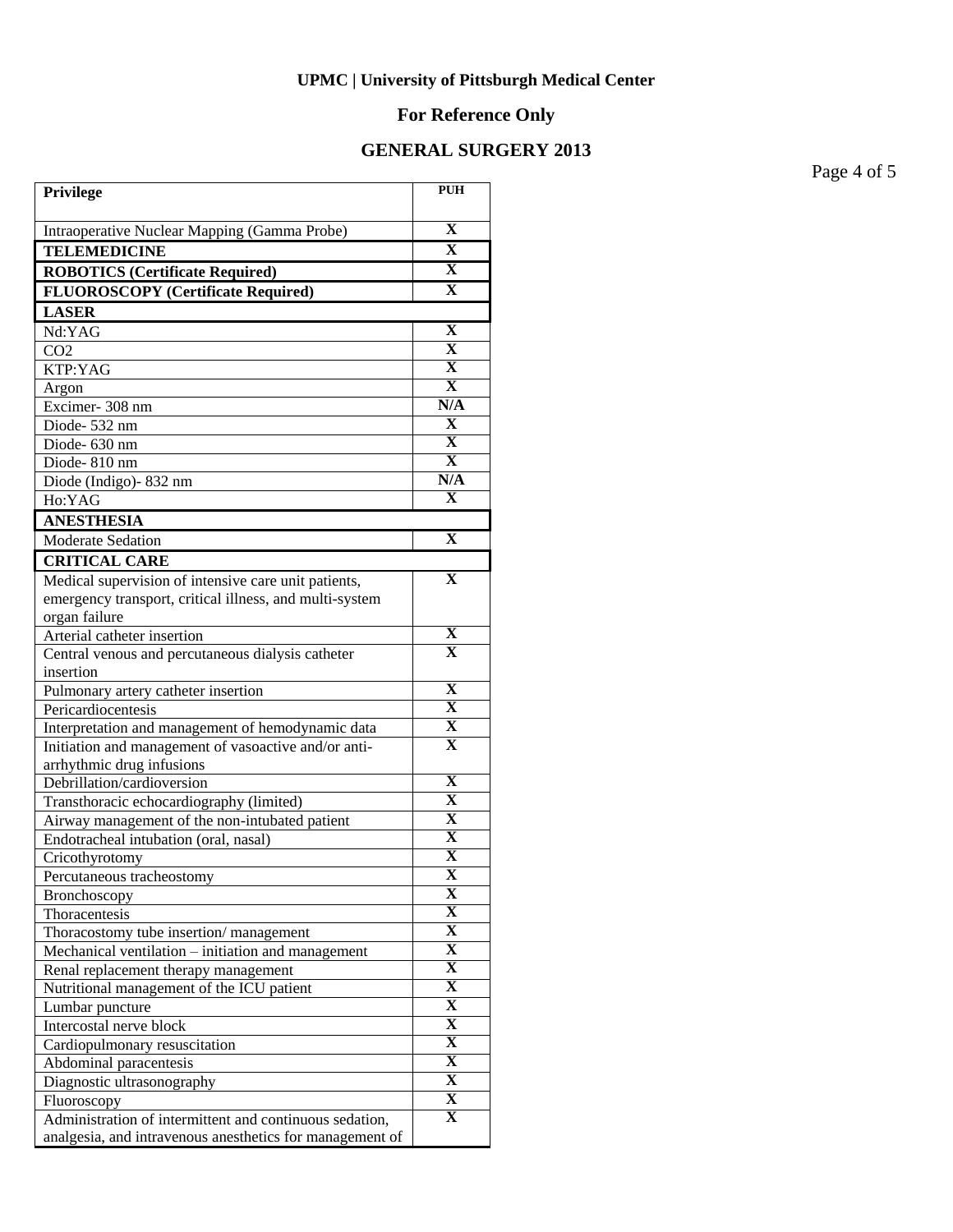**UPMC | University of Pittsburgh Medical Center**

**For Reference Only**

**GENERAL SURGERY 2013**

| Privilege | PUH |
|---|---|
| Intraoperative Nuclear Mapping (Gamma Probe) | X |
| **TELEMEDICINE** | X |
| **ROBOTICS (Certificate Required)** | X |
| **FLUOROSCOPY (Certificate Required)** | X |
| **LASER** | |
| Nd:YAG | X |
| CO2 | X |
| KTP:YAG | X |
| Argon | X |
| Excimer- 308 nm | N/A |
| Diode- 532 nm | X |
| Diode- 630 nm | X |
| Diode- 810 nm | X |
| Diode (Indigo)- 832 nm | N/A |
| Ho:YAG | X |
| **ANESTHESIA** | |
| Moderate Sedation | X |
| **CRITICAL CARE** | |
| Medical supervision of intensive care unit patients, emergency transport, critical illness, and multi-system organ failure | X |
| Arterial catheter insertion | X |
| Central venous and percutaneous dialysis catheter insertion | X |
| Pulmonary artery catheter insertion | X |
| Pericardiocentesis | X |
| Interpretation and management of hemodynamic data | X |
| Initiation and management of vasoactive and/or anti-arrhythmic drug infusions | X |
| Debrillation/cardioversion | X |
| Transthoracic echocardiography (limited) | X |
| Airway management of the non-intubated patient | X |
| Endotracheal intubation (oral, nasal) | X |
| Cricothyrotomy | X |
| Percutaneous tracheostomy | X |
| Bronchoscopy | X |
| Thoracentesis | X |
| Thoracostomy tube insertion/ management | X |
| Mechanical ventilation – initiation and management | X |
| Renal replacement therapy management | X |
| Nutritional management of the ICU patient | X |
| Lumbar puncture | X |
| Intercostal nerve block | X |
| Cardiopulmonary resuscitation | X |
| Abdominal paracentesis | X |
| Diagnostic ultrasonography | X |
| Fluoroscopy | X |
| Administration of intermittent and continuous sedation, analgesia, and intravenous anesthetics for management of | X |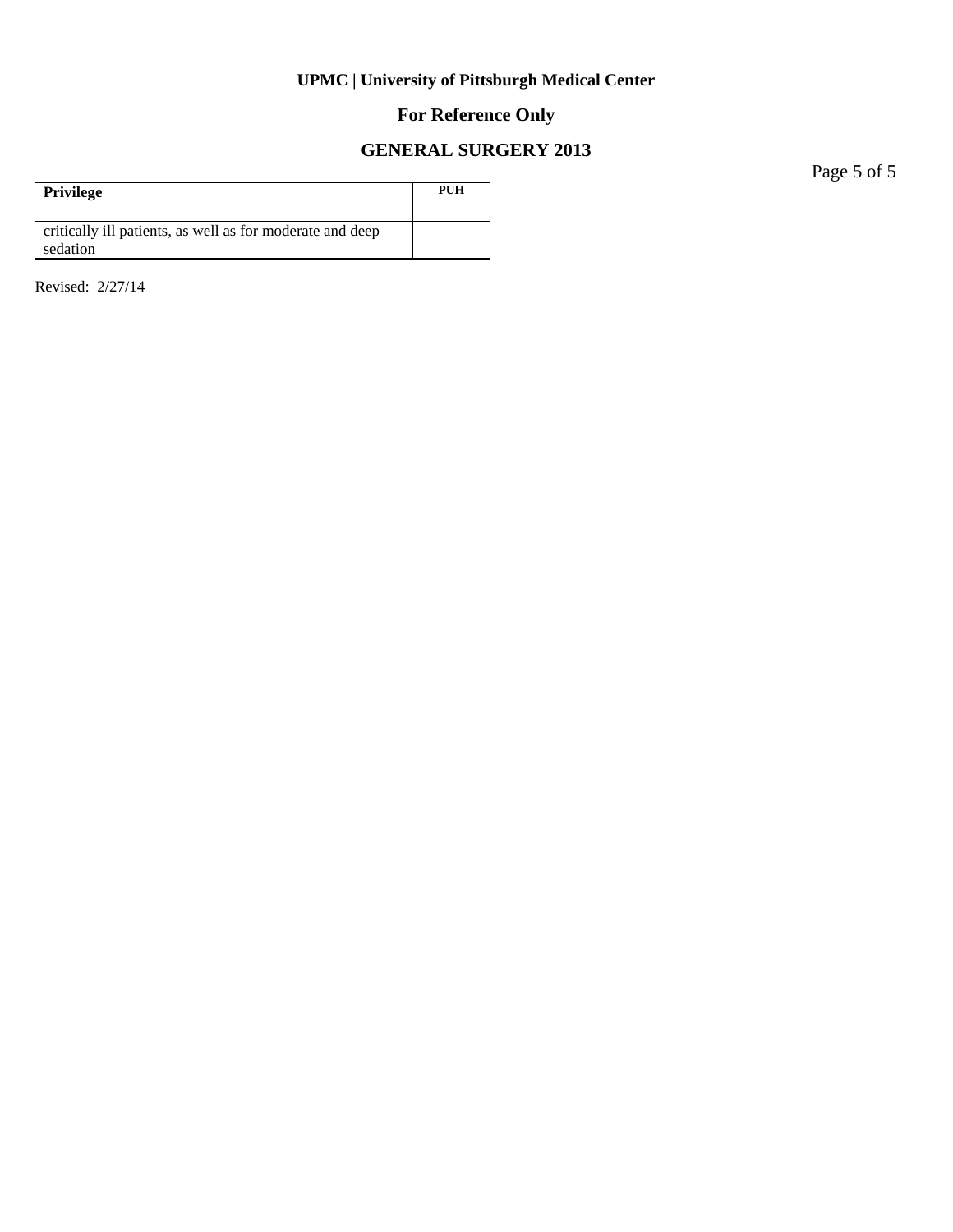| Privilege | PUH |
|---|---|
| critically ill patients, as well as for moderate and deep sedation | |

Revised: 2/27/14